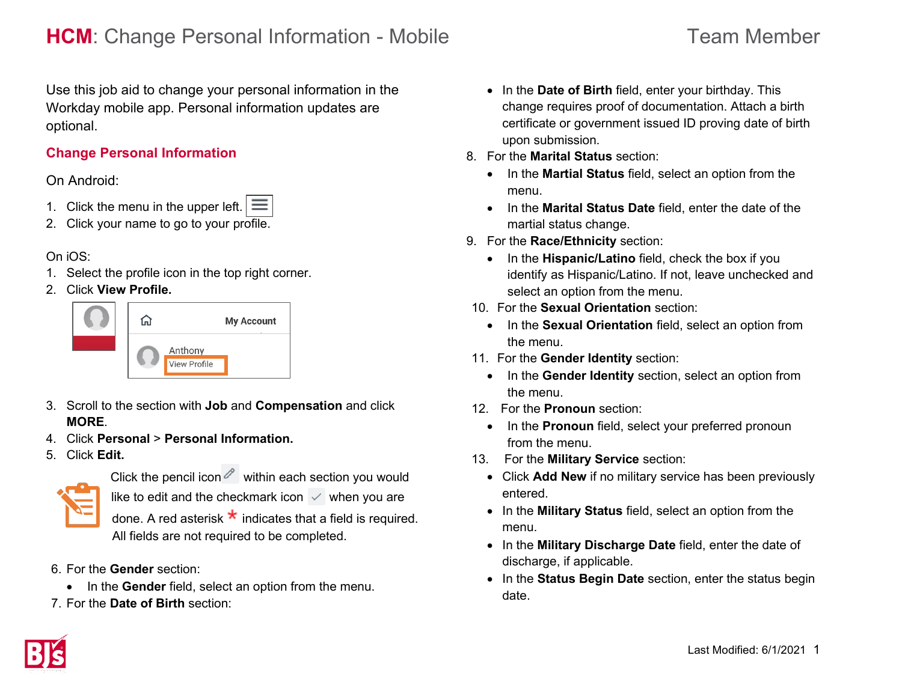# HCM: Change Personal Information - Mobile

Team Member

Use this job aid to change your personal information in the Workday mobile app. Personal information updates are optional.

## Change Personal Information

On Android:

1. Click the menu in the upper left.
2. Click your name to go to your profile.

On iOS:

1. Select the profile icon in the top right corner.
2. Click **View Profile.**

3. Scroll to the section with **Job** and **Compensation** and click **MORE**.
4. Click **Personal** > **Personal Information.**
5. Click **Edit.**

Click the pencil icon within each section you would like to edit and the checkmark icon when you are done. A red asterisk * indicates that a field is required. All fields are not required to be completed.

6. For the **Gender** section:
   - In the **Gender** field, select an option from the menu.
7. For the **Date of Birth** section:
   - In the **Date of Birth** field, enter your birthday. This change requires proof of documentation. Attach a birth certificate or government issued ID proving date of birth upon submission.
8. For the **Marital Status** section:
   - In the **Martial Status** field, select an option from the menu.
   - In the **Marital Status Date** field, enter the date of the martial status change.
9. For the **Race/Ethnicity** section:
   - In the **Hispanic/Latino** field, check the box if you identify as Hispanic/Latino. If not, leave unchecked and select an option from the menu.
10. For the **Sexual Orientation** section:
    - In the **Sexual Orientation** field, select an option from the menu.
11. For the **Gender Identity** section:
    - In the **Gender Identity** section, select an option from the menu.
12. For the **Pronoun** section:
    - In the **Pronoun** field, select your preferred pronoun from the menu.
13. For the **Military Service** section:
    - Click **Add New** if no military service has been previously entered.
    - In the **Military Status** field, select an option from the menu.
    - In the **Military Discharge Date** field, enter the date of discharge, if applicable.
    - In the **Status Begin Date** section, enter the status begin date.

Last Modified: 6/1/2021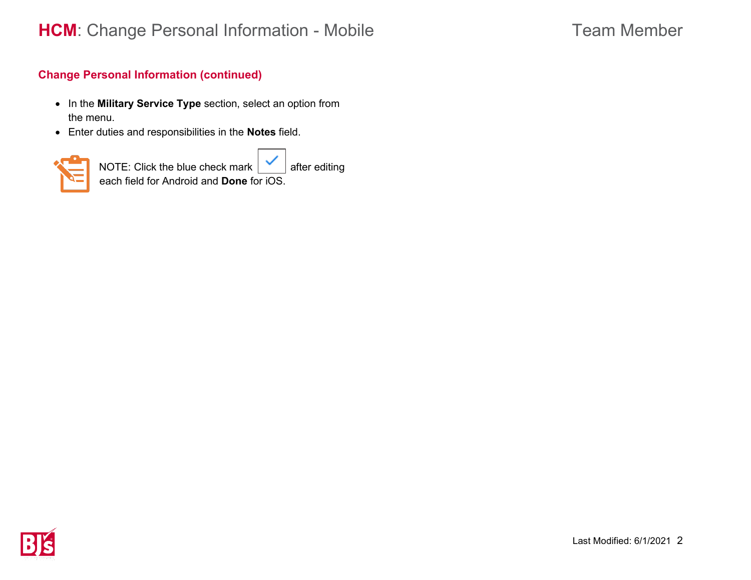## Change Personal Information (continued)

- In the **Military Service Type** section, select an option from the menu.
- Enter duties and responsibilities in the **Notes** field.

NOTE: Click the blue check mark after editing each field for Android and **Done** for iOS.